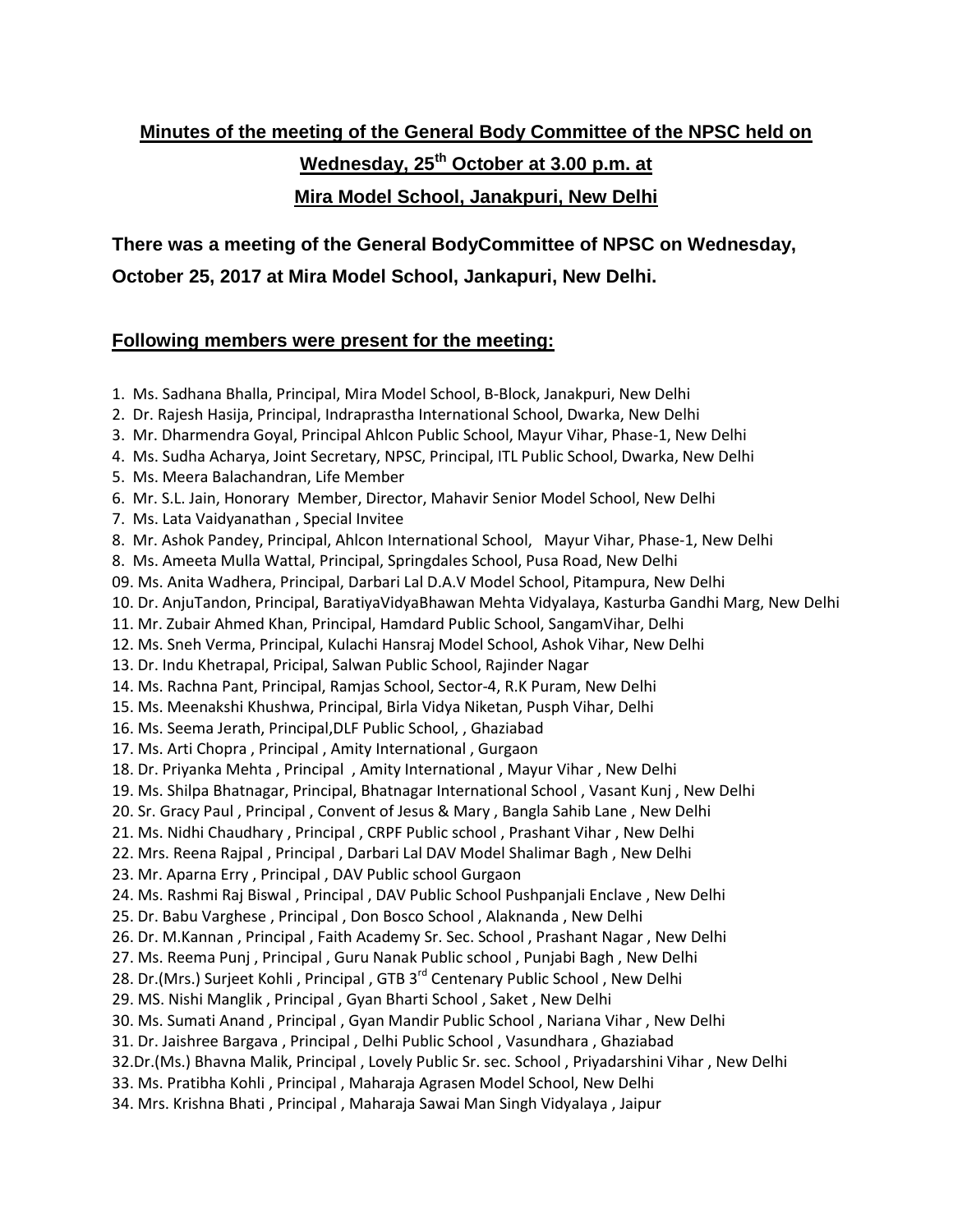## Minutes of the meeting of the General Body Committee of the NPSC held on Wednesday, 25th October at 3.00 p.m. at Mira Model School, Janakpuri, New Delhi

**There was a meeting of the General BodyCommittee of NPSC on Wednesday, October 25, 2017 at Mira Model School, Jankapuri, New Delhi.**

### Following members were present for the meeting:

1. Ms. Sadhana Bhalla, Principal, Mira Model School, B-Block, Janakpuri, New Delhi
2. Dr. Rajesh Hasija, Principal, Indraprastha International School, Dwarka, New Delhi
3. Mr. Dharmendra Goyal, Principal Ahlcon Public School, Mayur Vihar, Phase-1, New Delhi
4. Ms. Sudha Acharya, Joint Secretary, NPSC, Principal, ITL Public School, Dwarka, New Delhi
5. Ms. Meera Balachandran, Life Member
6. Mr. S.L. Jain, Honorary Member, Director, Mahavir Senior Model School, New Delhi
7. Ms. Lata Vaidyanathan , Special Invitee
8. Mr. Ashok Pandey, Principal, Ahlcon International School, Mayur Vihar, Phase-1, New Delhi
8. Ms. Ameeta Mulla Wattal, Principal, Springdales School, Pusa Road, New Delhi
09. Ms. Anita Wadhera, Principal, Darbari Lal D.A.V Model School, Pitampura, New Delhi
10. Dr. AnjuTandon, Principal, BaratiyaVidyaBhawan Mehta Vidyalaya, Kasturba Gandhi Marg, New Delhi
11. Mr. Zubair Ahmed Khan, Principal, Hamdard Public School, SangamVihar, Delhi
12. Ms. Sneh Verma, Principal, Kulachi Hansraj Model School, Ashok Vihar, New Delhi
13. Dr. Indu Khetrapal, Pricipal, Salwan Public School, Rajinder Nagar
14. Ms. Rachna Pant, Principal, Ramjas School, Sector-4, R.K Puram, New Delhi
15. Ms. Meenakshi Khushwa, Principal, Birla Vidya Niketan, Pusph Vihar, Delhi
16. Ms. Seema Jerath, Principal,DLF Public School, , Ghaziabad
17. Ms. Arti Chopra , Principal , Amity International , Gurgaon
18. Dr. Priyanka Mehta , Principal , Amity International , Mayur Vihar , New Delhi
19. Ms. Shilpa Bhatnagar, Principal, Bhatnagar International School , Vasant Kunj , New Delhi
20. Sr. Gracy Paul , Principal , Convent of Jesus & Mary , Bangla Sahib Lane , New Delhi
21. Ms. Nidhi Chaudhary , Principal , CRPF Public school , Prashant Vihar , New Delhi
22. Mrs. Reena Rajpal , Principal , Darbari Lal DAV Model Shalimar Bagh , New Delhi
23. Mr. Aparna Erry , Principal , DAV Public school Gurgaon
24. Ms. Rashmi Raj Biswal , Principal , DAV Public School Pushpanjali Enclave , New Delhi
25. Dr. Babu Varghese , Principal , Don Bosco School , Alaknanda , New Delhi
26. Dr. M.Kannan , Principal , Faith Academy Sr. Sec. School , Prashant Nagar , New Delhi
27. Ms. Reema Punj , Principal , Guru Nanak Public school , Punjabi Bagh , New Delhi
28. Dr.(Mrs.) Surjeet Kohli , Principal , GTB 3rd Centenary Public School , New Delhi
29. MS. Nishi Manglik , Principal , Gyan Bharti School , Saket , New Delhi
30. Ms. Sumati Anand , Principal , Gyan Mandir Public School , Nariana Vihar , New Delhi
31. Dr. Jaishree Bargava , Principal , Delhi Public School , Vasundhara , Ghaziabad
32. Dr.(Ms.) Bhavna Malik, Principal , Lovely Public Sr. sec. School , Priyadarshini Vihar , New Delhi
33. Ms. Pratibha Kohli , Principal , Maharaja Agrasen Model School, New Delhi
34. Mrs. Krishna Bhati , Principal , Maharaja Sawai Man Singh Vidyalaya , Jaipur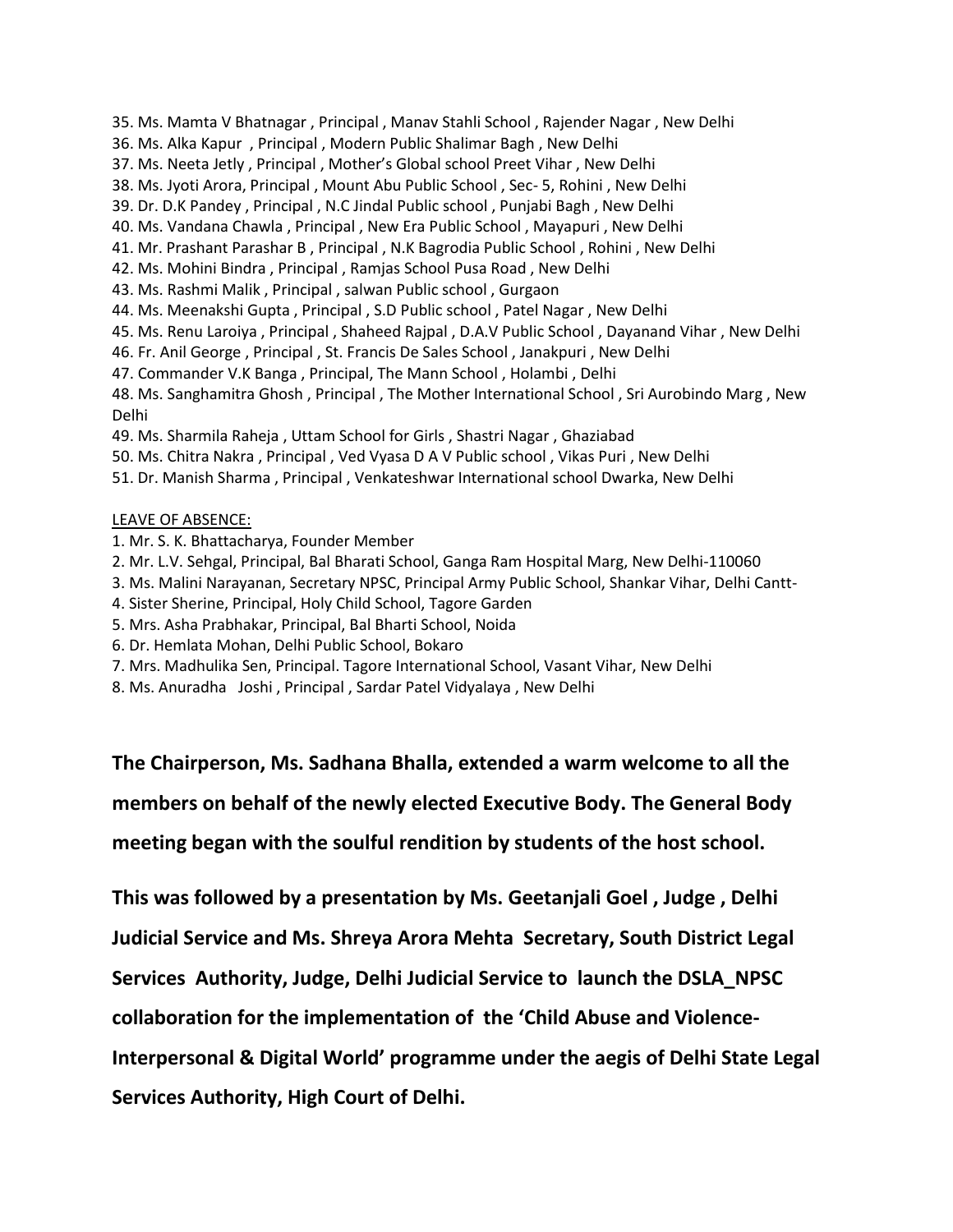35. Ms. Mamta V Bhatnagar , Principal , Manav Stahli School , Rajender Nagar , New Delhi
36. Ms. Alka Kapur , Principal , Modern Public Shalimar Bagh , New Delhi
37. Ms. Neeta Jetly , Principal , Mother's Global school Preet Vihar , New Delhi
38. Ms. Jyoti Arora, Principal , Mount Abu Public School , Sec- 5, Rohini , New Delhi
39. Dr. D.K Pandey , Principal , N.C Jindal Public school , Punjabi Bagh , New Delhi
40. Ms. Vandana Chawla , Principal , New Era Public School , Mayapuri , New Delhi
41. Mr. Prashant Parashar B , Principal , N.K Bagrodia Public School , Rohini , New Delhi
42. Ms. Mohini Bindra , Principal , Ramjas School Pusa Road , New Delhi
43. Ms. Rashmi Malik , Principal , salwan Public school , Gurgaon
44. Ms. Meenakshi Gupta , Principal , S.D Public school , Patel Nagar , New Delhi
45. Ms. Renu Laroiya , Principal , Shaheed Rajpal , D.A.V Public School , Dayanand Vihar , New Delhi
46. Fr. Anil George , Principal , St. Francis De Sales School , Janakpuri , New Delhi
47. Commander V.K Banga , Principal, The Mann School , Holambi , Delhi
48. Ms. Sanghamitra Ghosh , Principal , The Mother International School , Sri Aurobindo Marg , New Delhi
49. Ms. Sharmila Raheja , Uttam School for Girls , Shastri Nagar , Ghaziabad
50. Ms. Chitra Nakra , Principal , Ved Vyasa D A V Public school , Vikas Puri , New Delhi
51. Dr. Manish Sharma , Principal , Venkateshwar International school Dwarka, New Delhi

LEAVE OF ABSENCE:

1. Mr. S. K. Bhattacharya, Founder Member
2. Mr. L.V. Sehgal, Principal, Bal Bharati School, Ganga Ram Hospital Marg, New Delhi-110060
3. Ms. Malini Narayanan, Secretary NPSC, Principal Army Public School, Shankar Vihar, Delhi Cantt-
4. Sister Sherine, Principal, Holy Child School, Tagore Garden
5. Mrs. Asha Prabhakar, Principal, Bal Bharti School, Noida
6. Dr. Hemlata Mohan, Delhi Public School, Bokaro
7. Mrs. Madhulika Sen, Principal. Tagore International School, Vasant Vihar, New Delhi
8. Ms. Anuradha Joshi , Principal , Sardar Patel Vidyalaya , New Delhi

**The Chairperson, Ms. Sadhana Bhalla, extended a warm welcome to all the members on behalf of the newly elected Executive Body. The General Body meeting began with the soulful rendition by students of the host school.**

**This was followed by a presentation by Ms. Geetanjali Goel , Judge , Delhi Judicial Service and Ms. Shreya Arora Mehta Secretary, South District Legal Services Authority, Judge, Delhi Judicial Service to launch the DSLA_NPSC collaboration for the implementation of the 'Child Abuse and Violence-Interpersonal & Digital World' programme under the aegis of Delhi State Legal Services Authority, High Court of Delhi.**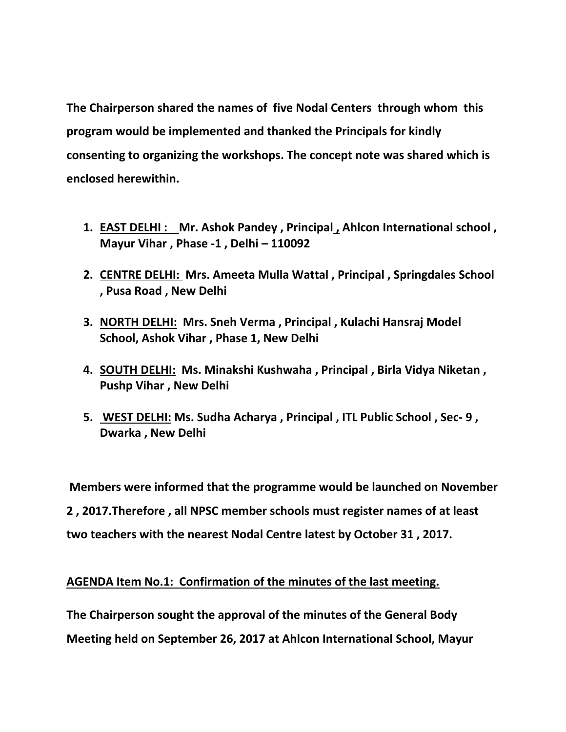**The Chairperson shared the names of five Nodal Centers through whom this program would be implemented and thanked the Principals for kindly consenting to organizing the workshops. The concept note was shared which is enclosed herewithin.**

1. **EAST DELHI : Mr. Ashok Pandey , Principal , Ahlcon International school , Mayur Vihar , Phase -1 , Delhi – 110092**
2. **CENTRE DELHI: Mrs. Ameeta Mulla Wattal , Principal , Springdales School , Pusa Road , New Delhi**
3. **NORTH DELHI: Mrs. Sneh Verma , Principal , Kulachi Hansraj Model School, Ashok Vihar , Phase 1, New Delhi**
4. **SOUTH DELHI: Ms. Minakshi Kushwaha , Principal , Birla Vidya Niketan , Pushp Vihar , New Delhi**
5. **WEST DELHI: Ms. Sudha Acharya , Principal , ITL Public School , Sec- 9 , Dwarka , New Delhi**

**Members were informed that the programme would be launched on November 2 , 2017.Therefore , all NPSC member schools must register names of at least two teachers with the nearest Nodal Centre latest by October 31 , 2017.**

**AGENDA Item No.1: Confirmation of the minutes of the last meeting.**

**The Chairperson sought the approval of the minutes of the General Body Meeting held on September 26, 2017 at Ahlcon International School, Mayur**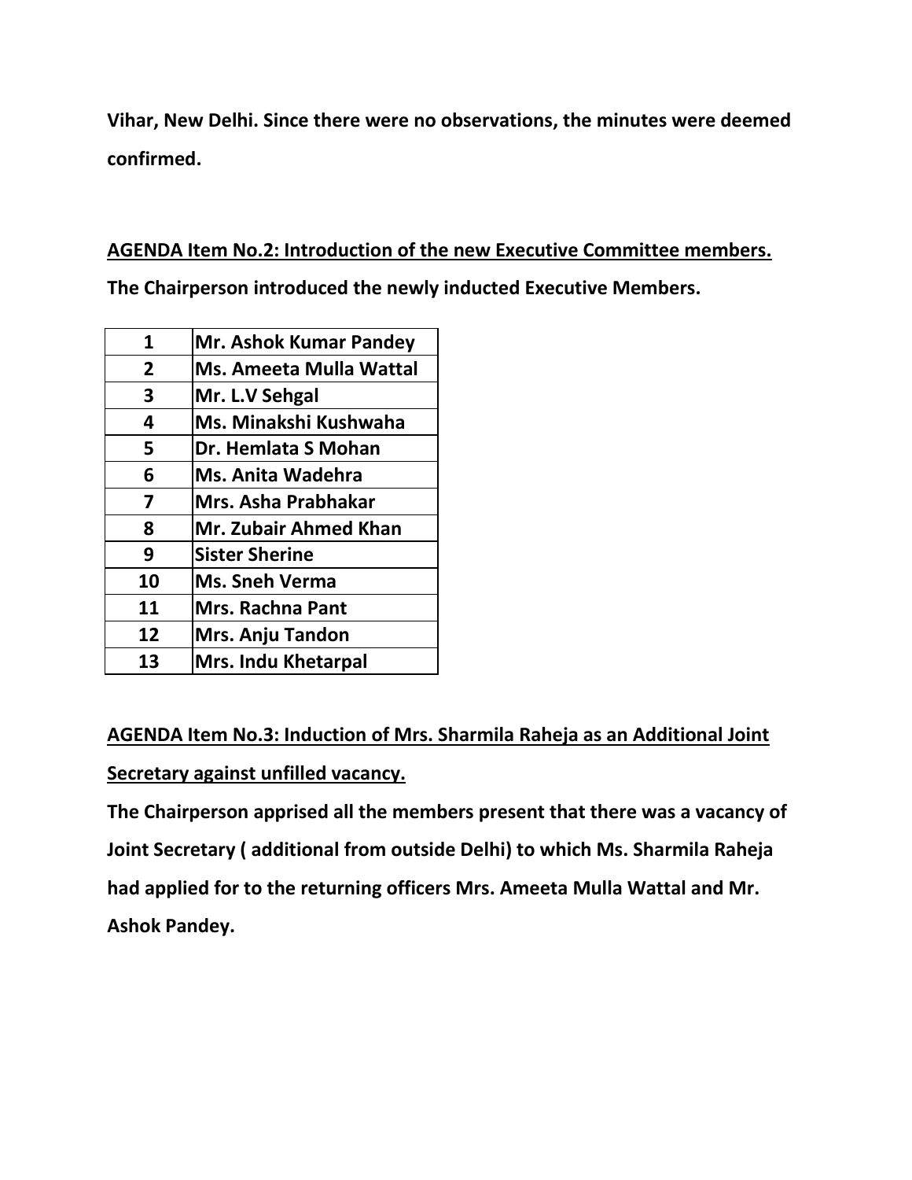**Vihar, New Delhi. Since there were no observations, the minutes were deemed confirmed.**

**<u>AGENDA Item No.2: Introduction of the new Executive Committee members.</u>**

**The Chairperson introduced the newly inducted Executive Members.**

| | |
|---|---|
| 1 | Mr. Ashok Kumar Pandey |
| 2 | Ms. Ameeta Mulla Wattal |
| 3 | Mr. L.V Sehgal |
| 4 | Ms. Minakshi Kushwaha |
| 5 | Dr. Hemlata S Mohan |
| 6 | Ms. Anita Wadehra |
| 7 | Mrs. Asha Prabhakar |
| 8 | Mr. Zubair Ahmed Khan |
| 9 | Sister Sherine |
| 10 | Ms. Sneh Verma |
| 11 | Mrs. Rachna Pant |
| 12 | Mrs. Anju Tandon |
| 13 | Mrs. Indu Khetarpal |

**<u>AGENDA Item No.3: Induction of Mrs. Sharmila Raheja as an Additional Joint Secretary against unfilled vacancy.</u>**

**The Chairperson apprised all the members present that there was a vacancy of Joint Secretary ( additional from outside Delhi) to which Ms. Sharmila Raheja had applied for to the returning officers Mrs. Ameeta Mulla Wattal and Mr. Ashok Pandey.**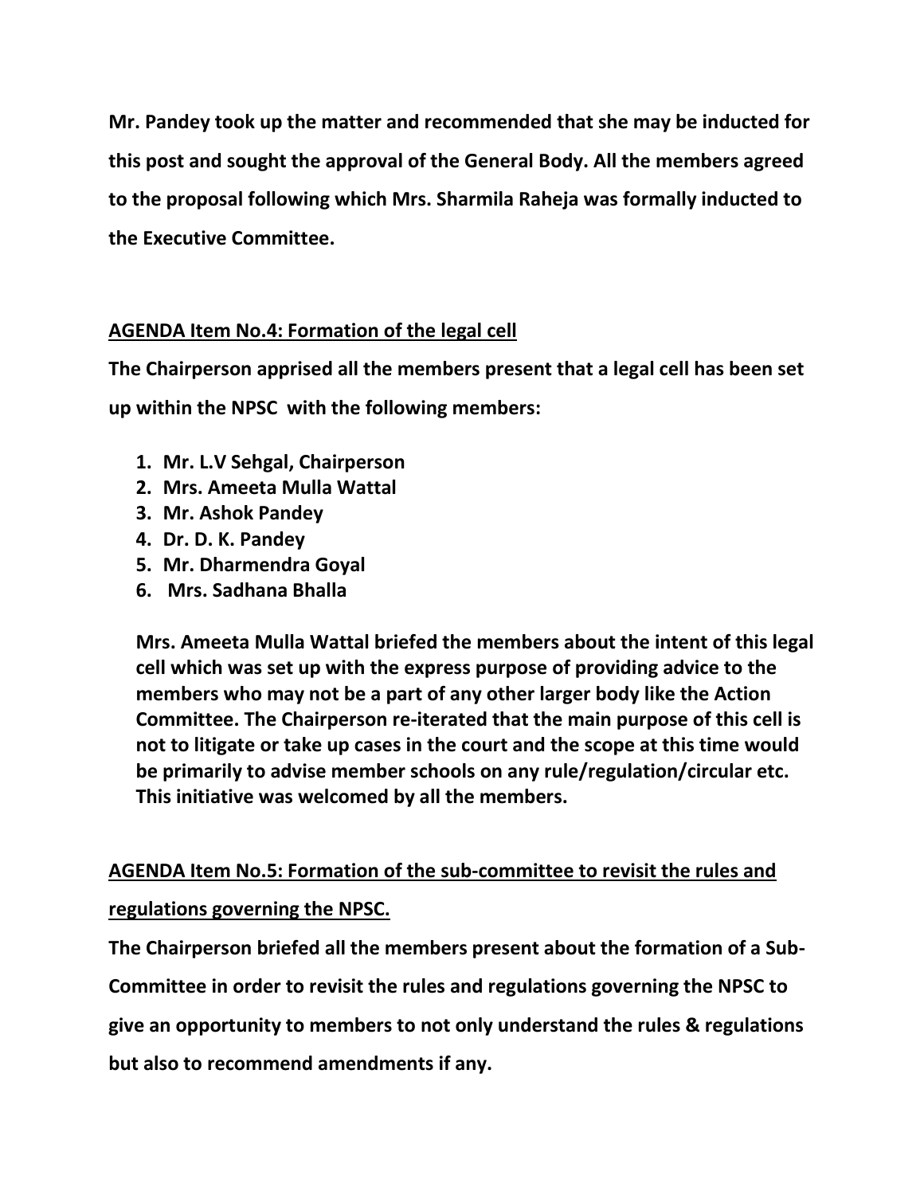**Mr. Pandey took up the matter and recommended that she may be inducted for this post and sought the approval of the General Body. All the members agreed to the proposal following which Mrs. Sharmila Raheja was formally inducted to the Executive Committee.**

**<u>AGENDA Item No.4: Formation of the legal cell</u>**

**The Chairperson apprised all the members present that a legal cell has been set up within the NPSC with the following members:**

1. **Mr. L.V Sehgal, Chairperson**
2. **Mrs. Ameeta Mulla Wattal**
3. **Mr. Ashok Pandey**
4. **Dr. D. K. Pandey**
5. **Mr. Dharmendra Goyal**
6. **Mrs. Sadhana Bhalla**

**Mrs. Ameeta Mulla Wattal briefed the members about the intent of this legal cell which was set up with the express purpose of providing advice to the members who may not be a part of any other larger body like the Action Committee. The Chairperson re-iterated that the main purpose of this cell is not to litigate or take up cases in the court and the scope at this time would be primarily to advise member schools on any rule/regulation/circular etc. This initiative was welcomed by all the members.**

**<u>AGENDA Item No.5: Formation of the sub-committee to revisit the rules and regulations governing the NPSC.</u>**

**The Chairperson briefed all the members present about the formation of a Sub-Committee in order to revisit the rules and regulations governing the NPSC to give an opportunity to members to not only understand the rules & regulations but also to recommend amendments if any.**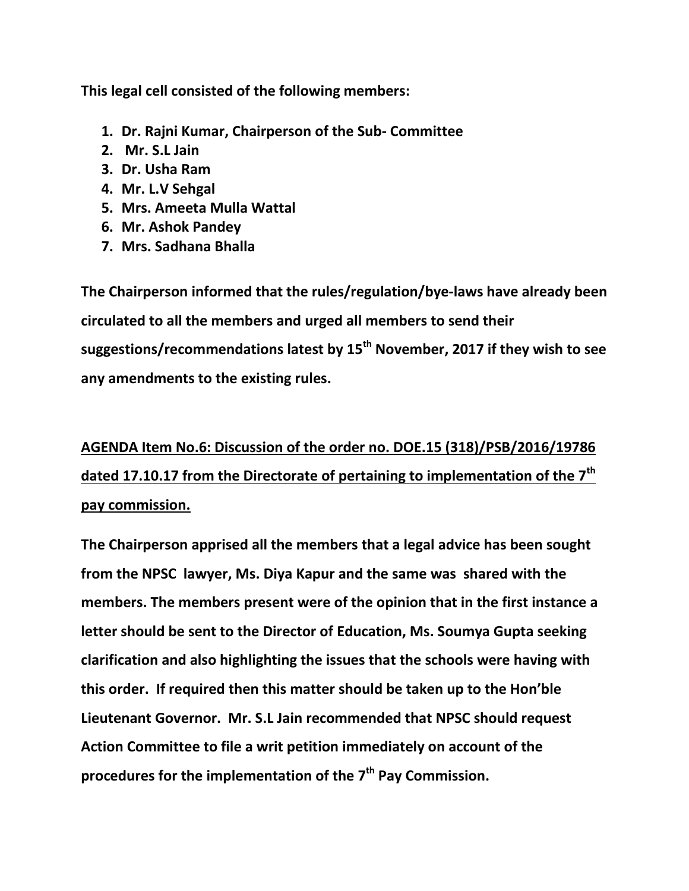**This legal cell consisted of the following members:**

1. **Dr. Rajni Kumar, Chairperson of the Sub- Committee**
2. **Mr. S.L Jain**
3. **Dr. Usha Ram**
4. **Mr. L.V Sehgal**
5. **Mrs. Ameeta Mulla Wattal**
6. **Mr. Ashok Pandey**
7. **Mrs. Sadhana Bhalla**

**The Chairperson informed that the rules/regulation/bye-laws have already been circulated to all the members and urged all members to send their suggestions/recommendations latest by 15th November, 2017 if they wish to see any amendments to the existing rules.**

**<u>AGENDA Item No.6: Discussion of the order no. DOE.15 (318)/PSB/2016/19786 dated 17.10.17 from the Directorate of pertaining to implementation of the 7th pay commission.</u>**

**The Chairperson apprised all the members that a legal advice has been sought from the NPSC lawyer, Ms. Diya Kapur and the same was shared with the members. The members present were of the opinion that in the first instance a letter should be sent to the Director of Education, Ms. Soumya Gupta seeking clarification and also highlighting the issues that the schools were having with this order. If required then this matter should be taken up to the Hon'ble Lieutenant Governor. Mr. S.L Jain recommended that NPSC should request Action Committee to file a writ petition immediately on account of the procedures for the implementation of the 7th Pay Commission.**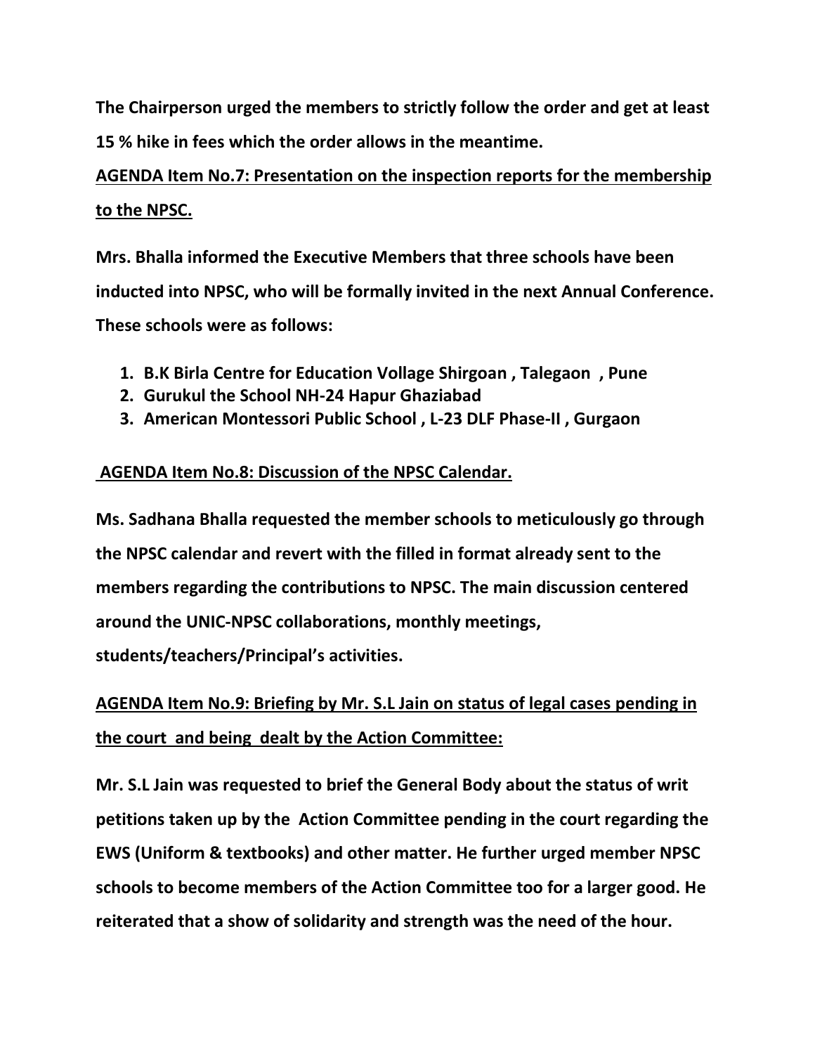**The Chairperson urged the members to strictly follow the order and get at least 15 % hike in fees which the order allows in the meantime.**

**<u>AGENDA Item No.7: Presentation on the inspection reports for the membership to the NPSC.</u>**

**Mrs. Bhalla informed the Executive Members that three schools have been inducted into NPSC, who will be formally invited in the next Annual Conference. These schools were as follows:**

1. **B.K Birla Centre for Education Vollage Shirgoan , Talegaon , Pune**
2. **Gurukul the School NH-24 Hapur Ghaziabad**
3. **American Montessori Public School , L-23 DLF Phase-II , Gurgaon**

**<u>AGENDA Item No.8: Discussion of the NPSC Calendar.</u>**

**Ms. Sadhana Bhalla requested the member schools to meticulously go through the NPSC calendar and revert with the filled in format already sent to the members regarding the contributions to NPSC. The main discussion centered around the UNIC-NPSC collaborations, monthly meetings, students/teachers/Principal's activities.**

**<u>AGENDA Item No.9: Briefing by Mr. S.L Jain on status of legal cases pending in the court and being dealt by the Action Committee:</u>**

**Mr. S.L Jain was requested to brief the General Body about the status of writ petitions taken up by the Action Committee pending in the court regarding the EWS (Uniform & textbooks) and other matter. He further urged member NPSC schools to become members of the Action Committee too for a larger good. He reiterated that a show of solidarity and strength was the need of the hour.**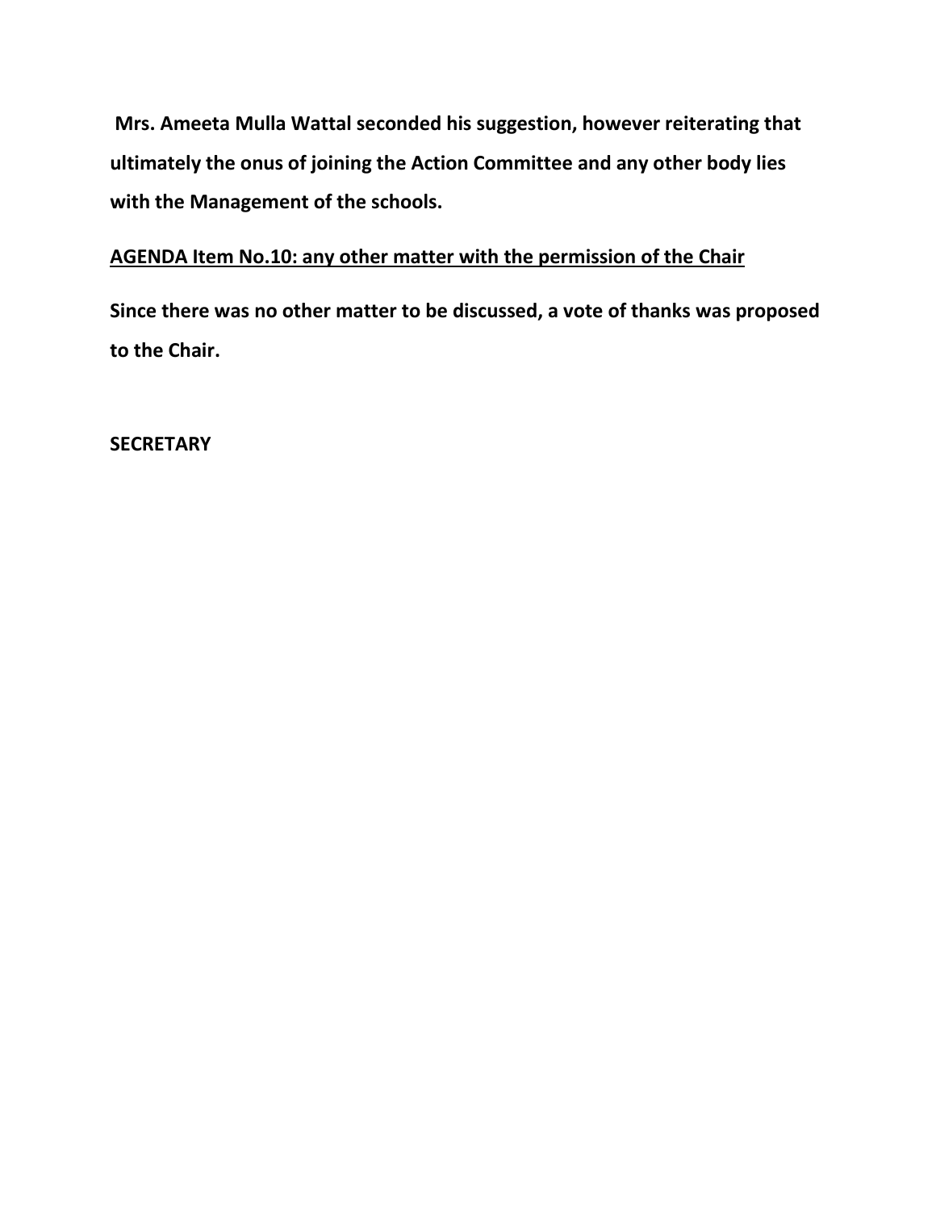**Mrs. Ameeta Mulla Wattal seconded his suggestion, however reiterating that ultimately the onus of joining the Action Committee and any other body lies with the Management of the schools.**

**<u>AGENDA Item No.10: any other matter with the permission of the Chair</u>**

**Since there was no other matter to be discussed, a vote of thanks was proposed to the Chair.**

**SECRETARY**